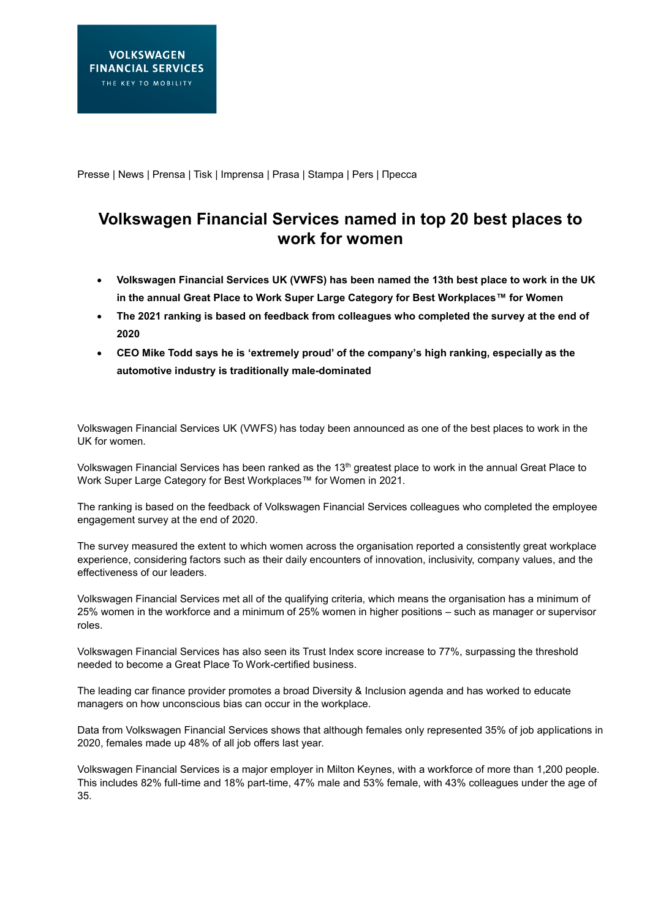VOLKSWAGEN FINANCIAL SERVICES
THE KEY TO MOBILITY

Presse | News | Prensa | Tisk | Imprensa | Prasa | Stampa | Pers | Пресса

# Volkswagen Financial Services named in top 20 best places to work for women

- **Volkswagen Financial Services UK (VWFS) has been named the 13th best place to work in the UK in the annual Great Place to Work Super Large Category for Best Workplaces™ for Women**
- **The 2021 ranking is based on feedback from colleagues who completed the survey at the end of 2020**
- **CEO Mike Todd says he is 'extremely proud' of the company's high ranking, especially as the automotive industry is traditionally male-dominated**

Volkswagen Financial Services UK (VWFS) has today been announced as one of the best places to work in the UK for women.

Volkswagen Financial Services has been ranked as the 13th greatest place to work in the annual Great Place to Work Super Large Category for Best Workplaces™ for Women in 2021.

The ranking is based on the feedback of Volkswagen Financial Services colleagues who completed the employee engagement survey at the end of 2020.

The survey measured the extent to which women across the organisation reported a consistently great workplace experience, considering factors such as their daily encounters of innovation, inclusivity, company values, and the effectiveness of our leaders.

Volkswagen Financial Services met all of the qualifying criteria, which means the organisation has a minimum of 25% women in the workforce and a minimum of 25% women in higher positions – such as manager or supervisor roles.

Volkswagen Financial Services has also seen its Trust Index score increase to 77%, surpassing the threshold needed to become a Great Place To Work-certified business.

The leading car finance provider promotes a broad Diversity & Inclusion agenda and has worked to educate managers on how unconscious bias can occur in the workplace.

Data from Volkswagen Financial Services shows that although females only represented 35% of job applications in 2020, females made up 48% of all job offers last year.

Volkswagen Financial Services is a major employer in Milton Keynes, with a workforce of more than 1,200 people. This includes 82% full-time and 18% part-time, 47% male and 53% female, with 43% colleagues under the age of 35.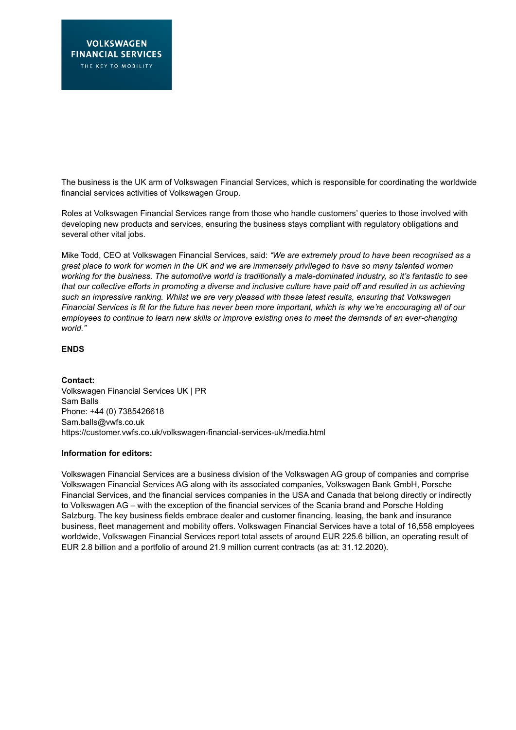The business is the UK arm of Volkswagen Financial Services, which is responsible for coordinating the worldwide financial services activities of Volkswagen Group.

Roles at Volkswagen Financial Services range from those who handle customers' queries to those involved with developing new products and services, ensuring the business stays compliant with regulatory obligations and several other vital jobs.

Mike Todd, CEO at Volkswagen Financial Services, said: *"We are extremely proud to have been recognised as a great place to work for women in the UK and we are immensely privileged to have so many talented women working for the business. The automotive world is traditionally a male-dominated industry, so it's fantastic to see that our collective efforts in promoting a diverse and inclusive culture have paid off and resulted in us achieving such an impressive ranking. Whilst we are very pleased with these latest results, ensuring that Volkswagen Financial Services is fit for the future has never been more important, which is why we're encouraging all of our employees to continue to learn new skills or improve existing ones to meet the demands of an ever-changing world."*

**ENDS**

**Contact:**
Volkswagen Financial Services UK | PR
Sam Balls
Phone: +44 (0) 7385426618
Sam.balls@vwfs.co.uk
https://customer.vwfs.co.uk/volkswagen-financial-services-uk/media.html

**Information for editors:**

Volkswagen Financial Services are a business division of the Volkswagen AG group of companies and comprise Volkswagen Financial Services AG along with its associated companies, Volkswagen Bank GmbH, Porsche Financial Services, and the financial services companies in the USA and Canada that belong directly or indirectly to Volkswagen AG – with the exception of the financial services of the Scania brand and Porsche Holding Salzburg. The key business fields embrace dealer and customer financing, leasing, the bank and insurance business, fleet management and mobility offers. Volkswagen Financial Services have a total of 16,558 employees worldwide, Volkswagen Financial Services report total assets of around EUR 225.6 billion, an operating result of EUR 2.8 billion and a portfolio of around 21.9 million current contracts (as at: 31.12.2020).